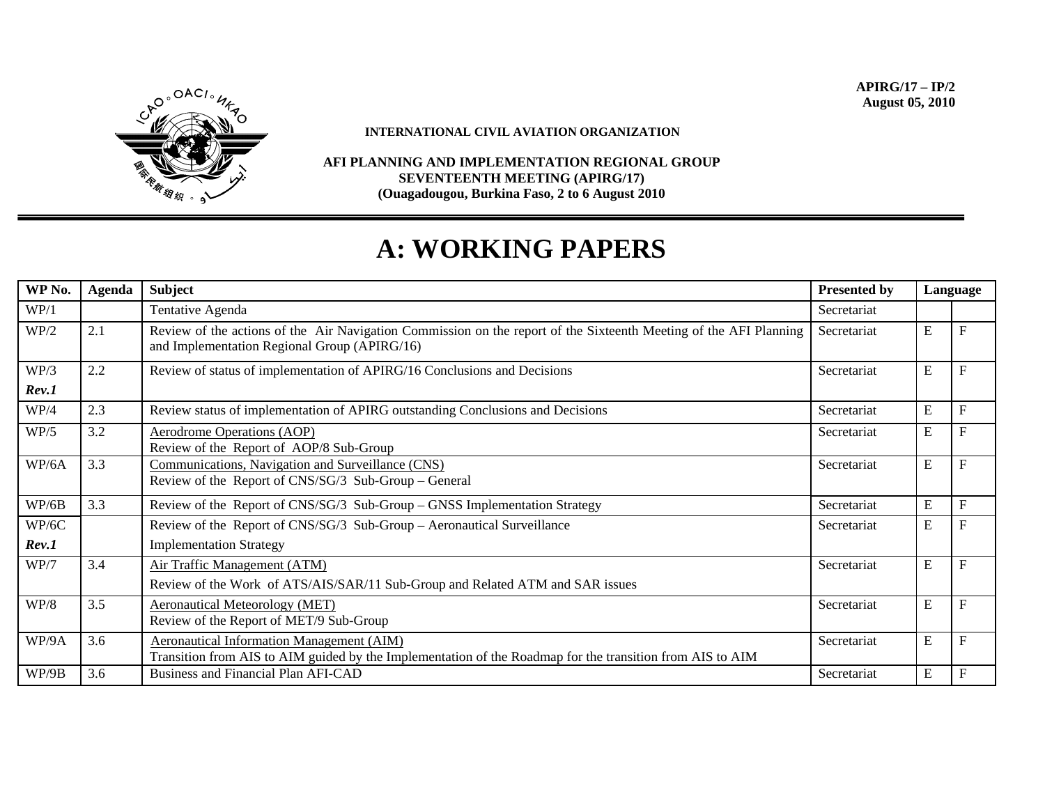APIRG/17 – IP/2
August 05, 2010

**INTERNATIONAL CIVIL AVIATION ORGANIZATION**

**AFI PLANNING AND IMPLEMENTATION REGIONAL GROUP**
**SEVENTEENTH MEETING (APIRG/17)**
**(Ouagadougou, Burkina Faso, 2 to 6 August 2010**

# A: WORKING PAPERS

| WP No. | Agenda | Subject | Presented by | Language | |
|---|---|---|---|---|---|
| WP/1 | | Tentative Agenda | Secretariat | | |
| WP/2 | 2.1 | Review of the actions of the Air Navigation Commission on the report of the Sixteenth Meeting of the AFI Planning and Implementation Regional Group (APIRG/16) | Secretariat | E | F |
| WP/3 ***Rev.1*** | 2.2 | Review of status of implementation of APIRG/16 Conclusions and Decisions | Secretariat | E | F |
| WP/4 | 2.3 | Review status of implementation of APIRG outstanding Conclusions and Decisions | Secretariat | E | F |
| WP/5 | 3.2 | Aerodrome Operations (AOP)<br>Review of the Report of AOP/8 Sub-Group | Secretariat | E | F |
| WP/6A | 3.3 | Communications, Navigation and Surveillance (CNS)<br>Review of the Report of CNS/SG/3 Sub-Group – General | Secretariat | E | F |
| WP/6B | 3.3 | Review of the Report of CNS/SG/3 Sub-Group – GNSS Implementation Strategy | Secretariat | E | F |
| WP/6C ***Rev.1*** | | Review of the Report of CNS/SG/3 Sub-Group – Aeronautical Surveillance Implementation Strategy | Secretariat | E | F |
| WP/7 | 3.4 | Air Traffic Management (ATM)<br>Review of the Work of ATS/AIS/SAR/11 Sub-Group and Related ATM and SAR issues | Secretariat | E | F |
| WP/8 | 3.5 | Aeronautical Meteorology (MET)<br>Review of the Report of MET/9 Sub-Group | Secretariat | E | F |
| WP/9A | 3.6 | Aeronautical Information Management (AIM)<br>Transition from AIS to AIM guided by the Implementation of the Roadmap for the transition from AIS to AIM | Secretariat | E | F |
| WP/9B | 3.6 | Business and Financial Plan AFI-CAD | Secretariat | E | F |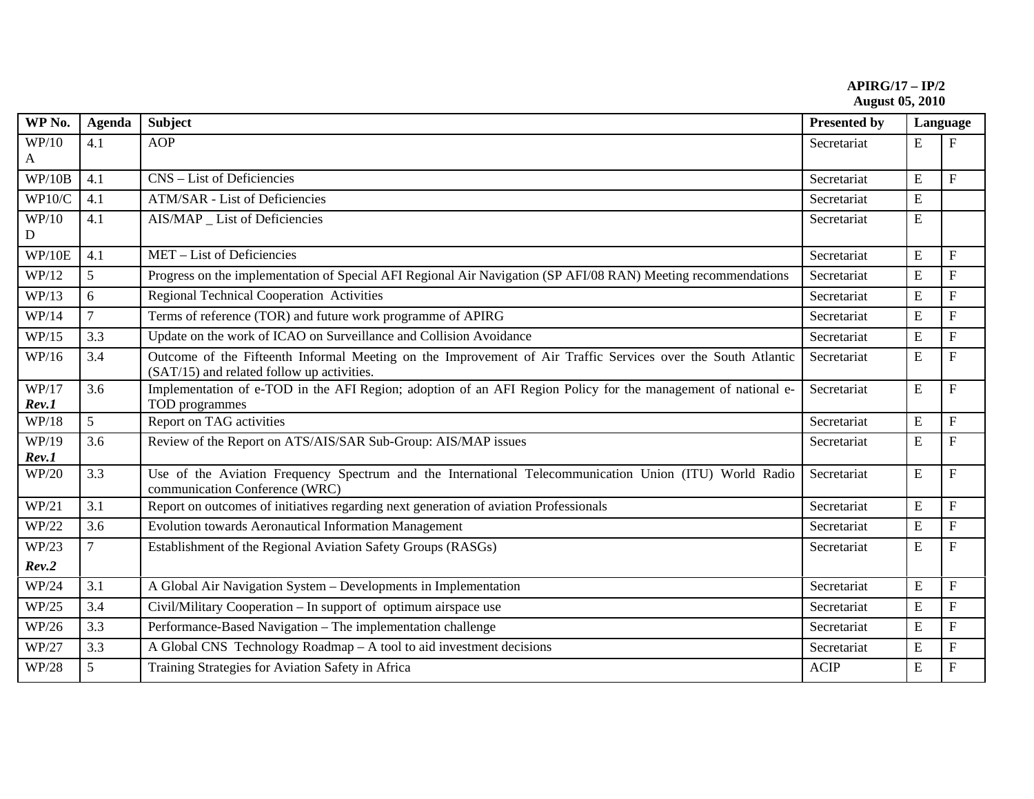**APIRG/17 – IP/2**
**August 05, 2010**

| WP No. | Agenda | Subject | Presented by | Language | |
|---|---|---|---|---|---|
| WP/10 A | 4.1 | AOP | Secretariat | E | F |
| WP/10B | 4.1 | CNS – List of Deficiencies | Secretariat | E | F |
| WP10/C | 4.1 | ATM/SAR - List of Deficiencies | Secretariat | E | |
| WP/10 D | 4.1 | AIS/MAP _ List of Deficiencies | Secretariat | E | |
| WP/10E | 4.1 | MET – List of Deficiencies | Secretariat | E | F |
| WP/12 | 5 | Progress on the implementation of Special AFI Regional Air Navigation (SP AFI/08 RAN) Meeting recommendations | Secretariat | E | F |
| WP/13 | 6 | Regional Technical Cooperation Activities | Secretariat | E | F |
| WP/14 | 7 | Terms of reference (TOR) and future work programme of APIRG | Secretariat | E | F |
| WP/15 | 3.3 | Update on the work of ICAO on Surveillance and Collision Avoidance | Secretariat | E | F |
| WP/16 | 3.4 | Outcome of the Fifteenth Informal Meeting on the Improvement of Air Traffic Services over the South Atlantic (SAT/15) and related follow up activities. | Secretariat | E | F |
| WP/17 ***Rev.1*** | 3.6 | Implementation of e-TOD in the AFI Region; adoption of an AFI Region Policy for the management of national e-TOD programmes | Secretariat | E | F |
| WP/18 | 5 | Report on TAG activities | Secretariat | E | F |
| WP/19 ***Rev.1*** | 3.6 | Review of the Report on ATS/AIS/SAR Sub-Group: AIS/MAP issues | Secretariat | E | F |
| WP/20 | 3.3 | Use of the Aviation Frequency Spectrum and the International Telecommunication Union (ITU) World Radio communication Conference (WRC) | Secretariat | E | F |
| WP/21 | 3.1 | Report on outcomes of initiatives regarding next generation of aviation Professionals | Secretariat | E | F |
| WP/22 | 3.6 | Evolution towards Aeronautical Information Management | Secretariat | E | F |
| WP/23 ***Rev.2*** | 7 | Establishment of the Regional Aviation Safety Groups (RASGs) | Secretariat | E | F |
| WP/24 | 3.1 | A Global Air Navigation System – Developments in Implementation | Secretariat | E | F |
| WP/25 | 3.4 | Civil/Military Cooperation – In support of optimum airspace use | Secretariat | E | F |
| WP/26 | 3.3 | Performance-Based Navigation – The implementation challenge | Secretariat | E | F |
| WP/27 | 3.3 | A Global CNS Technology Roadmap – A tool to aid investment decisions | Secretariat | E | F |
| WP/28 | 5 | Training Strategies for Aviation Safety in Africa | ACIP | E | F |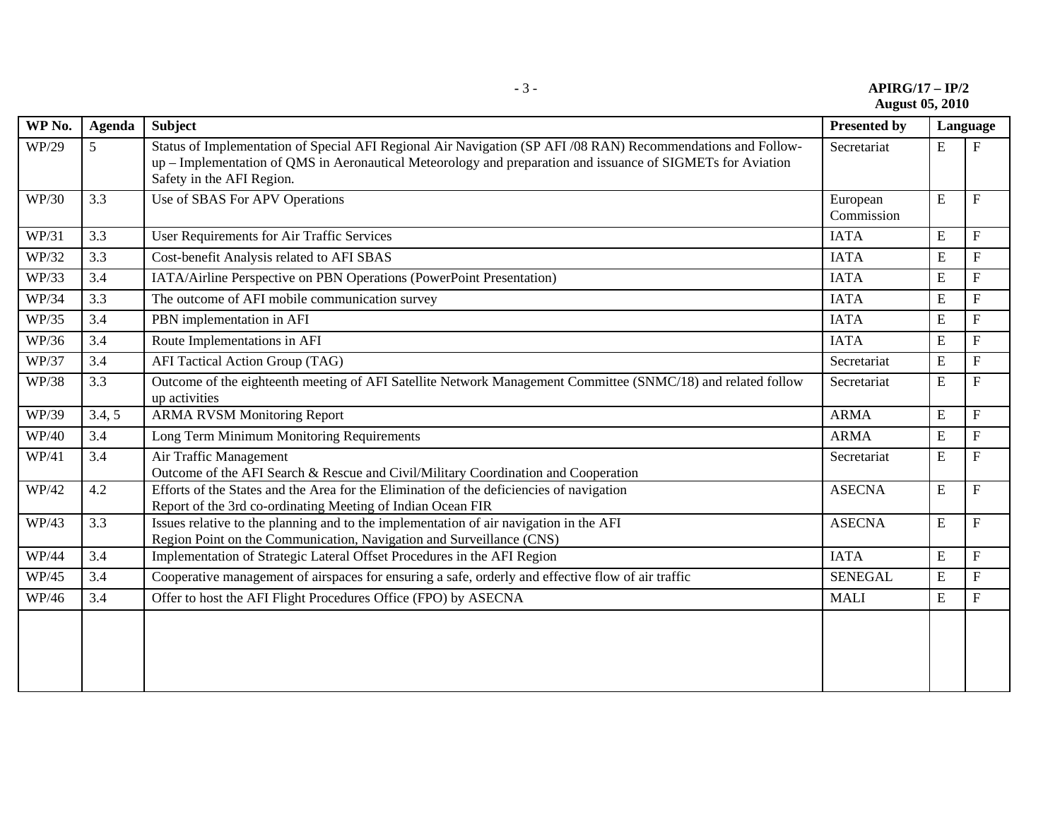| WP No. | Agenda | Subject | Presented by | Language | |
|---|---|---|---|---|---|
| WP/29 | 5 | Status of Implementation of Special AFI Regional Air Navigation (SP AFI /08 RAN) Recommendations and Follow-up – Implementation of QMS in Aeronautical Meteorology and preparation and issuance of SIGMETs for Aviation Safety in the AFI Region. | Secretariat | E | F |
| WP/30 | 3.3 | Use of SBAS For APV Operations | European Commission | E | F |
| WP/31 | 3.3 | User Requirements for Air Traffic Services | IATA | E | F |
| WP/32 | 3.3 | Cost-benefit Analysis related to AFI SBAS | IATA | E | F |
| WP/33 | 3.4 | IATA/Airline Perspective on PBN Operations (PowerPoint Presentation) | IATA | E | F |
| WP/34 | 3.3 | The outcome of AFI mobile communication survey | IATA | E | F |
| WP/35 | 3.4 | PBN implementation in AFI | IATA | E | F |
| WP/36 | 3.4 | Route Implementations in AFI | IATA | E | F |
| WP/37 | 3.4 | AFI Tactical Action Group (TAG) | Secretariat | E | F |
| WP/38 | 3.3 | Outcome of the eighteenth meeting of AFI Satellite Network Management Committee (SNMC/18) and related follow up activities | Secretariat | E | F |
| WP/39 | 3.4, 5 | ARMA RVSM Monitoring Report | ARMA | E | F |
| WP/40 | 3.4 | Long Term Minimum Monitoring Requirements | ARMA | E | F |
| WP/41 | 3.4 | Air Traffic Management<br>Outcome of the AFI Search & Rescue and Civil/Military Coordination and Cooperation | Secretariat | E | F |
| WP/42 | 4.2 | Efforts of the States and the Area for the Elimination of the deficiencies of navigation<br>Report of the 3rd co-ordinating Meeting of Indian Ocean FIR | ASECNA | E | F |
| WP/43 | 3.3 | Issues relative to the planning and to the implementation of air navigation in the AFI Region Point on the Communication, Navigation and Surveillance (CNS) | ASECNA | E | F |
| WP/44 | 3.4 | Implementation of Strategic Lateral Offset Procedures in the AFI Region | IATA | E | F |
| WP/45 | 3.4 | Cooperative management of airspaces for ensuring a safe, orderly and effective flow of air traffic | SENEGAL | E | F |
| WP/46 | 3.4 | Offer to host the AFI Flight Procedures Office (FPO) by ASECNA | MALI | E | F |
| | | | | | |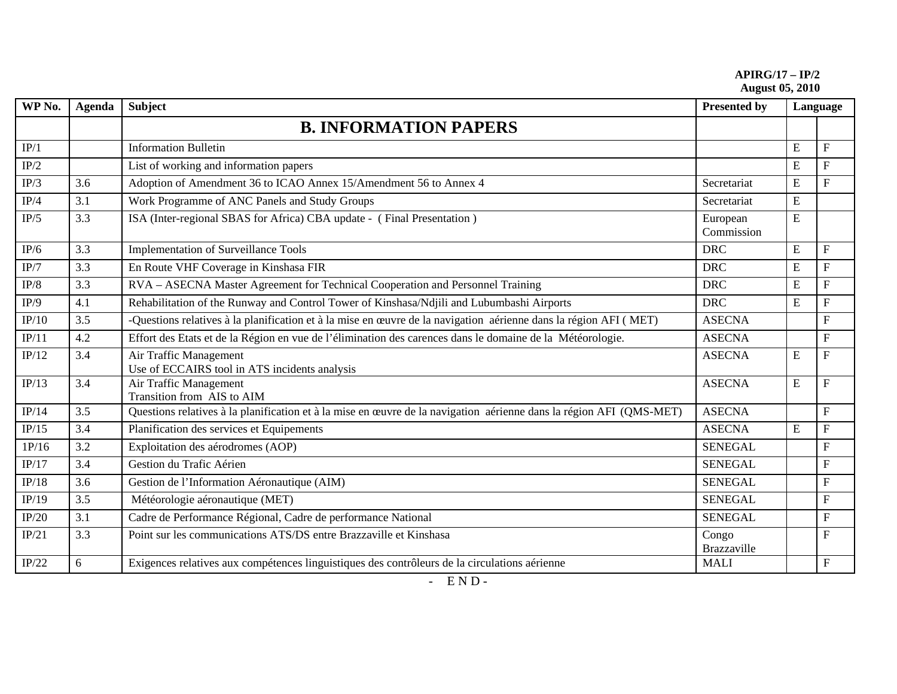**APIRG/17 – IP/2**
**August 05, 2010**

| WP No. | Agenda | Subject | Presented by | Language | |
|---|---|---|---|---|---|
| | | **B. INFORMATION PAPERS** | | | |
| IP/1 | | Information Bulletin | | E | F |
| IP/2 | | List of working and information papers | | E | F |
| IP/3 | 3.6 | Adoption of Amendment 36 to ICAO Annex 15/Amendment 56 to Annex 4 | Secretariat | E | F |
| IP/4 | 3.1 | Work Programme of ANC Panels and Study Groups | Secretariat | E | |
| IP/5 | 3.3 | ISA (Inter-regional SBAS for Africa) CBA update - ( Final Presentation ) | European Commission | E | |
| IP/6 | 3.3 | Implementation of Surveillance Tools | DRC | E | F |
| IP/7 | 3.3 | En Route VHF Coverage in Kinshasa FIR | DRC | E | F |
| IP/8 | 3.3 | RVA – ASECNA Master Agreement for Technical Cooperation and Personnel Training | DRC | E | F |
| IP/9 | 4.1 | Rehabilitation of the Runway and Control Tower of Kinshasa/Ndjili and Lubumbashi Airports | DRC | E | F |
| IP/10 | 3.5 | -Questions relatives à la planification et à la mise en œuvre de la navigation aérienne dans la région AFI ( MET) | ASECNA | | F |
| IP/11 | 4.2 | Effort des Etats et de la Région en vue de l'élimination des carences dans le domaine de la Météorologie. | ASECNA | | F |
| IP/12 | 3.4 | Air Traffic Management<br>Use of ECCAIRS tool in ATS incidents analysis | ASECNA | E | F |
| IP/13 | 3.4 | Air Traffic Management<br>Transition from AIS to AIM | ASECNA | E | F |
| IP/14 | 3.5 | Questions relatives à la planification et à la mise en œuvre de la navigation aérienne dans la région AFI (QMS-MET) | ASECNA | | F |
| IP/15 | 3.4 | Planification des services et Equipements | ASECNA | E | F |
| 1P/16 | 3.2 | Exploitation des aérodromes (AOP) | SENEGAL | | F |
| IP/17 | 3.4 | Gestion du Trafic Aérien | SENEGAL | | F |
| IP/18 | 3.6 | Gestion de l'Information Aéronautique (AIM) | SENEGAL | | F |
| IP/19 | 3.5 | Météorologie aéronautique (MET) | SENEGAL | | F |
| IP/20 | 3.1 | Cadre de Performance Régional, Cadre de performance National | SENEGAL | | F |
| IP/21 | 3.3 | Point sur les communications ATS/DS entre Brazzaville et Kinshasa | Congo Brazzaville | | F |
| IP/22 | 6 | Exigences relatives aux compétences linguistiques des contrôleurs de la circulations aérienne | MALI | | F |

- E N D -